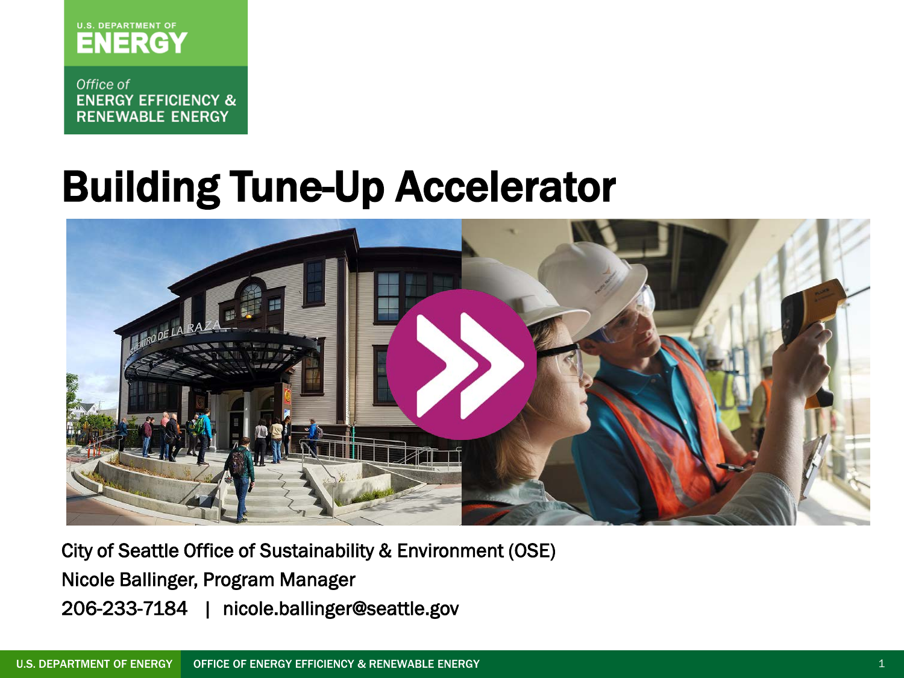U.S. DEPARTMENT OF ENERGY

Office of ENERGY EFFICIENCY & RENEWABLE ENERGY

# Building Tune-Up Accelerator

City of Seattle Office of Sustainability & Environment (OSE)

Nicole Ballinger, Program Manager

206-233-7184 | nicole.ballinger@seattle.gov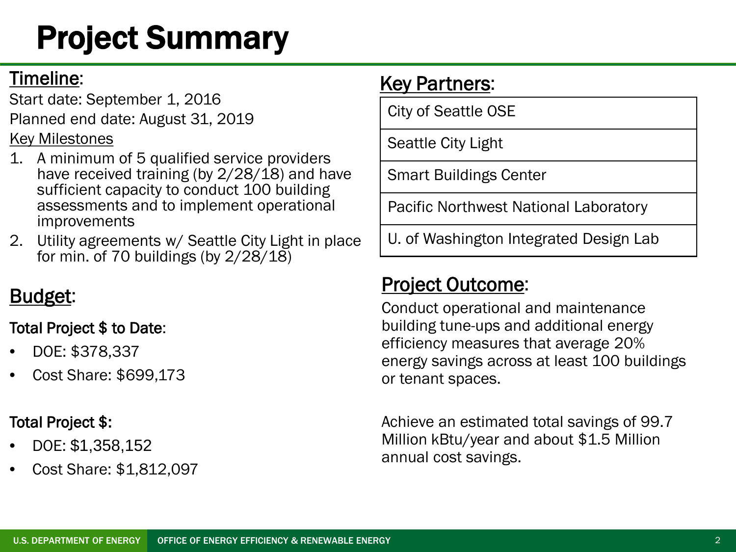# Project Summary

## Timeline:

Start date: September 1, 2016

Planned end date: August 31, 2019

Key Milestones

1. A minimum of 5 qualified service providers have received training (by 2/28/18) and have sufficient capacity to conduct 100 building assessments and to implement operational improvements
2. Utility agreements w/ Seattle City Light in place for min. of 70 buildings (by 2/28/18)

## Budget:

**Total Project $ to Date:**

- DOE: $378,337
- Cost Share: $699,173

**Total Project $:**

- DOE: $1,358,152
- Cost Share: $1,812,097

## Key Partners:

| City of Seattle OSE |
| --- |
| Seattle City Light |
| Smart Buildings Center |
| Pacific Northwest National Laboratory |
| U. of Washington Integrated Design Lab |

## Project Outcome:

Conduct operational and maintenance building tune-ups and additional energy efficiency measures that average 20% energy savings across at least 100 buildings or tenant spaces.

Achieve an estimated total savings of 99.7 Million kBtu/year and about $1.5 Million annual cost savings.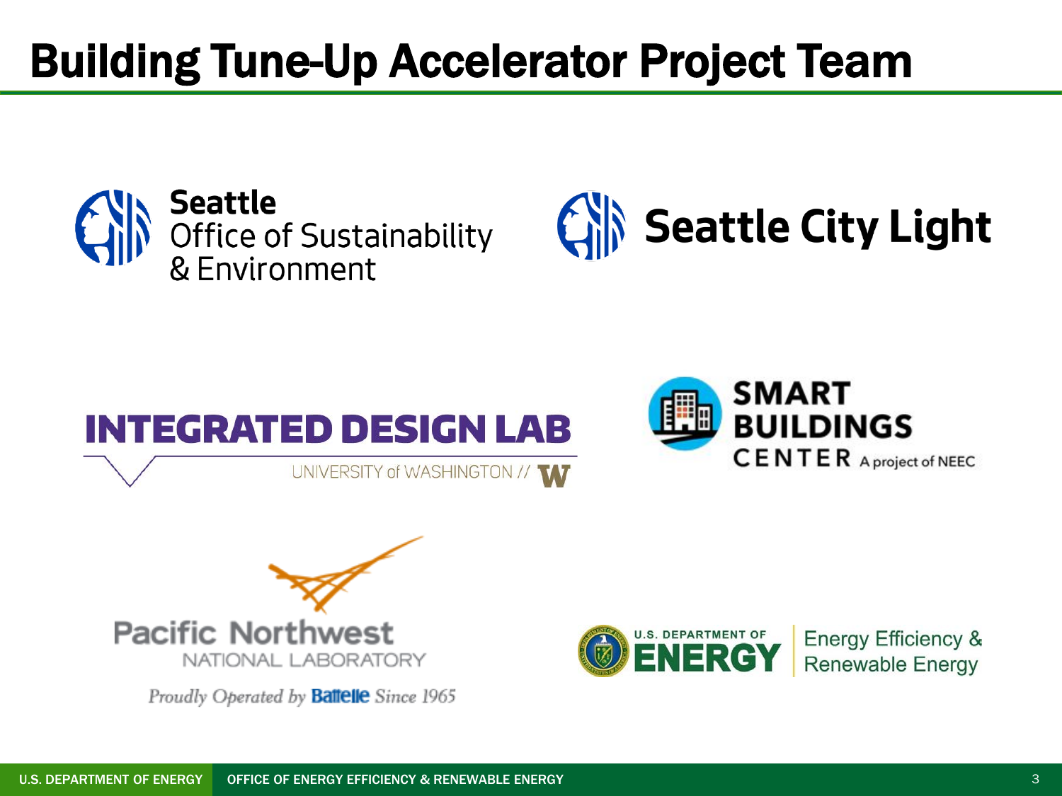# Building Tune-Up Accelerator Project Team

Seattle Office of Sustainability & Environment

Seattle City Light

INTEGRATED DESIGN LAB

UNIVERSITY of WASHINGTON // W

SMART BUILDINGS CENTER A project of NEEC

Pacific Northwest NATIONAL LABORATORY

*Proudly Operated by* **Battelle** *Since 1965*

U.S. DEPARTMENT OF ENERGY | Energy Efficiency & Renewable Energy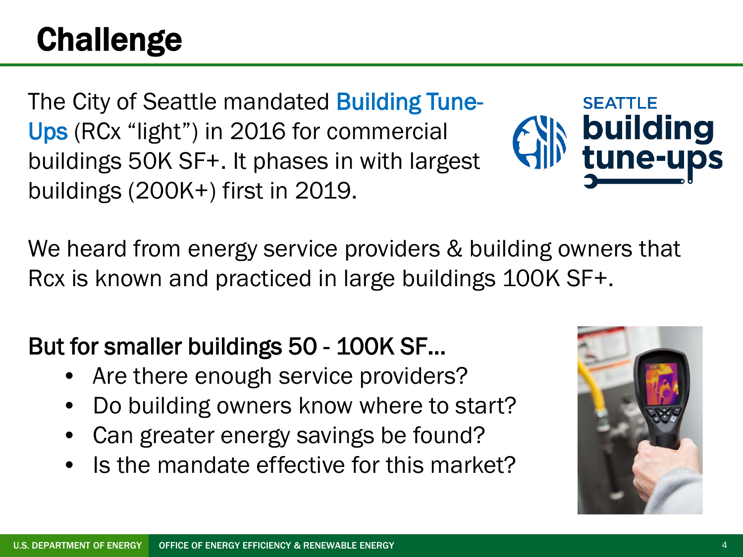# Challenge

The City of Seattle mandated Building Tune-Ups (RCx "light") in 2016 for commercial buildings 50K SF+. It phases in with largest buildings (200K+) first in 2019.

We heard from energy service providers & building owners that Rcx is known and practiced in large buildings 100K SF+.

**But for smaller buildings 50 - 100K SF…**

- Are there enough service providers?
- Do building owners know where to start?
- Can greater energy savings be found?
- Is the mandate effective for this market?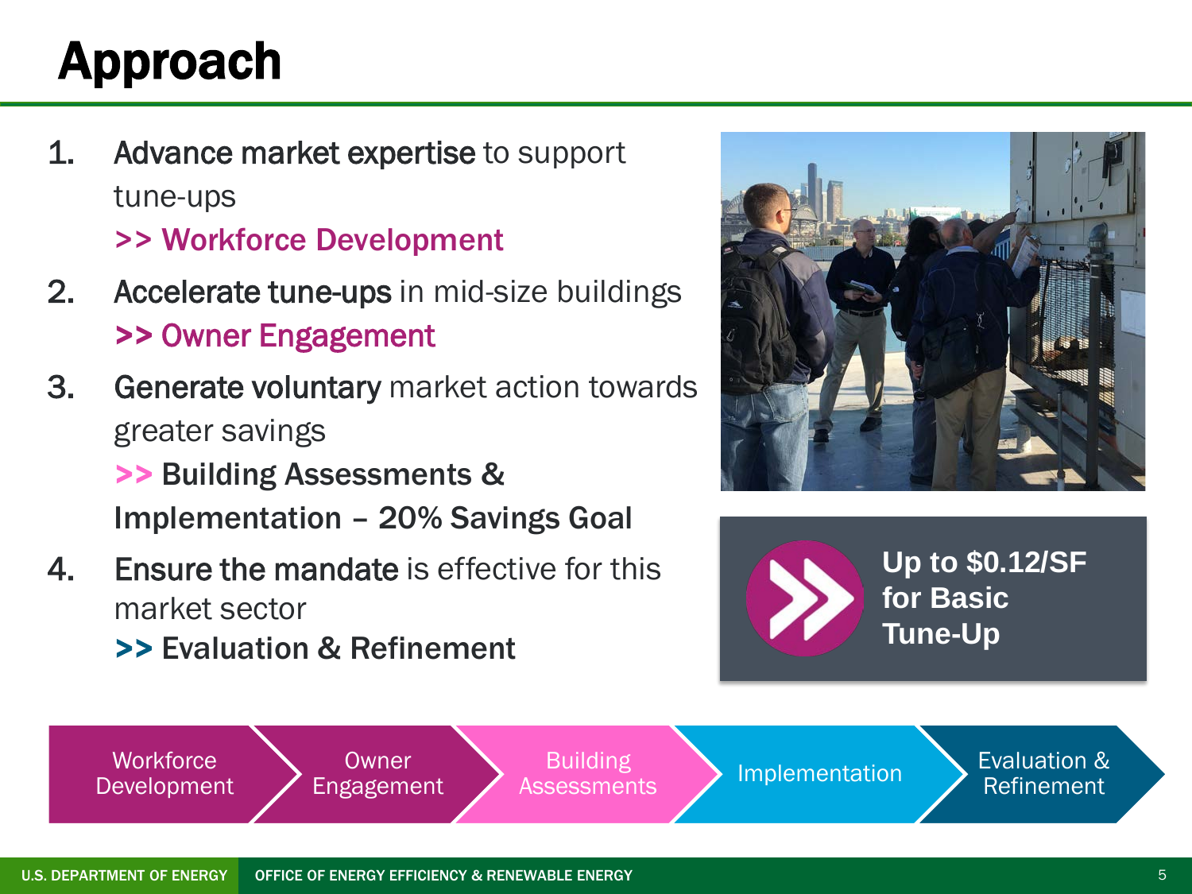# Approach

1. **Advance market expertise** to support tune-ups
   >> Workforce Development
2. **Accelerate tune-ups** in mid-size buildings
   >> Owner Engagement
3. **Generate voluntary** market action towards greater savings
   >> **Building Assessments & Implementation – 20% Savings Goal**
4. **Ensure the mandate** is effective for this market sector
   >> **Evaluation & Refinement**

**Up to $0.12/SF for Basic Tune-Up**

Workforce Development → Owner Engagement → Building Assessments → Implementation → Evaluation & Refinement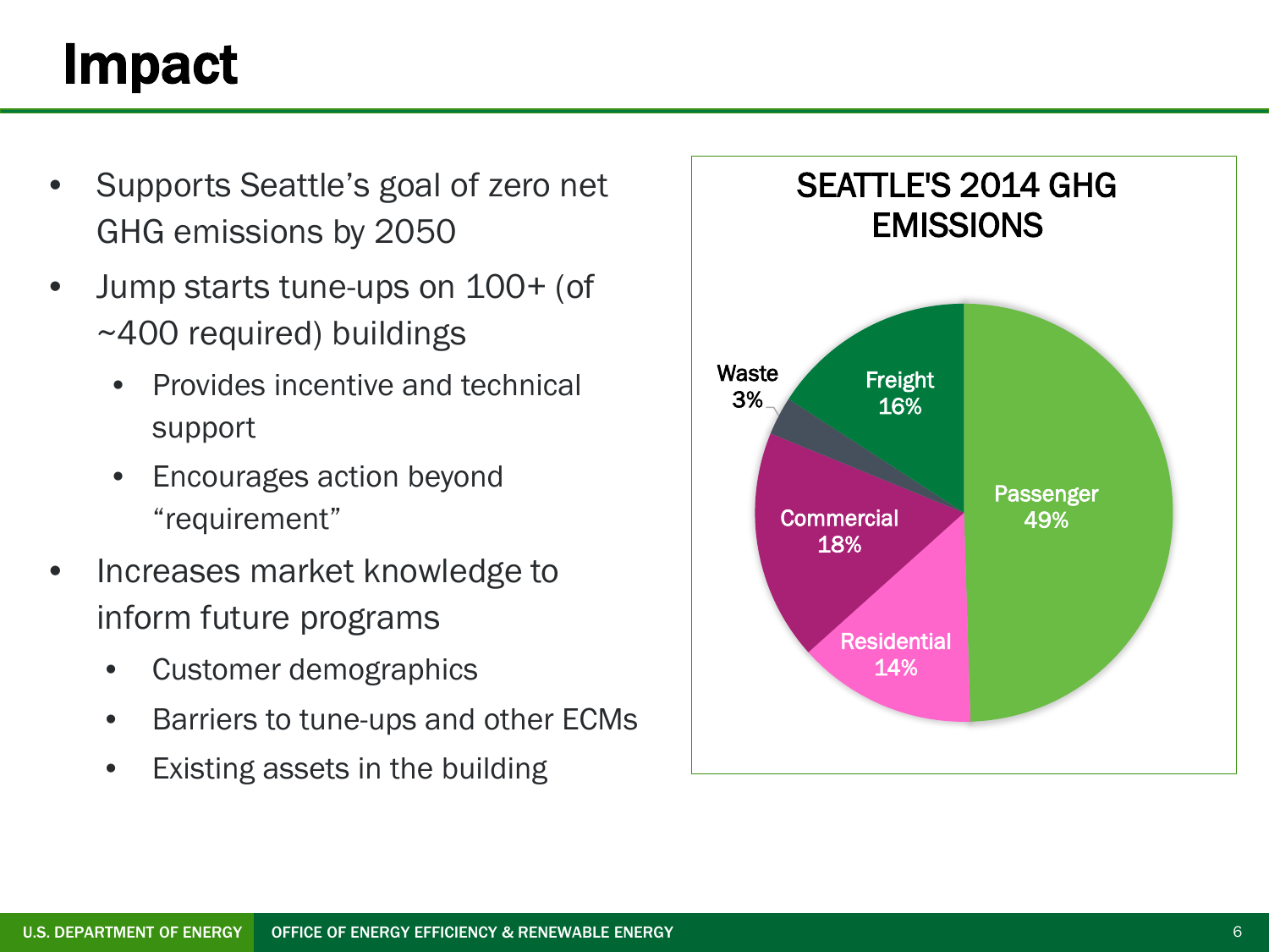# Impact

- Supports Seattle's goal of zero net GHG emissions by 2050
- Jump starts tune-ups on 100+ (of ~400 required) buildings
  - Provides incentive and technical support
  - Encourages action beyond "requirement"
- Increases market knowledge to inform future programs
  - Customer demographics
  - Barriers to tune-ups and other ECMs
  - Existing assets in the building

**SEATTLE'S 2014 GHG EMISSIONS**

| Sector | Share |
|---|---|
| Passenger | 49% |
| Commercial | 18% |
| Freight | 16% |
| Residential | 14% |
| Waste | 3% |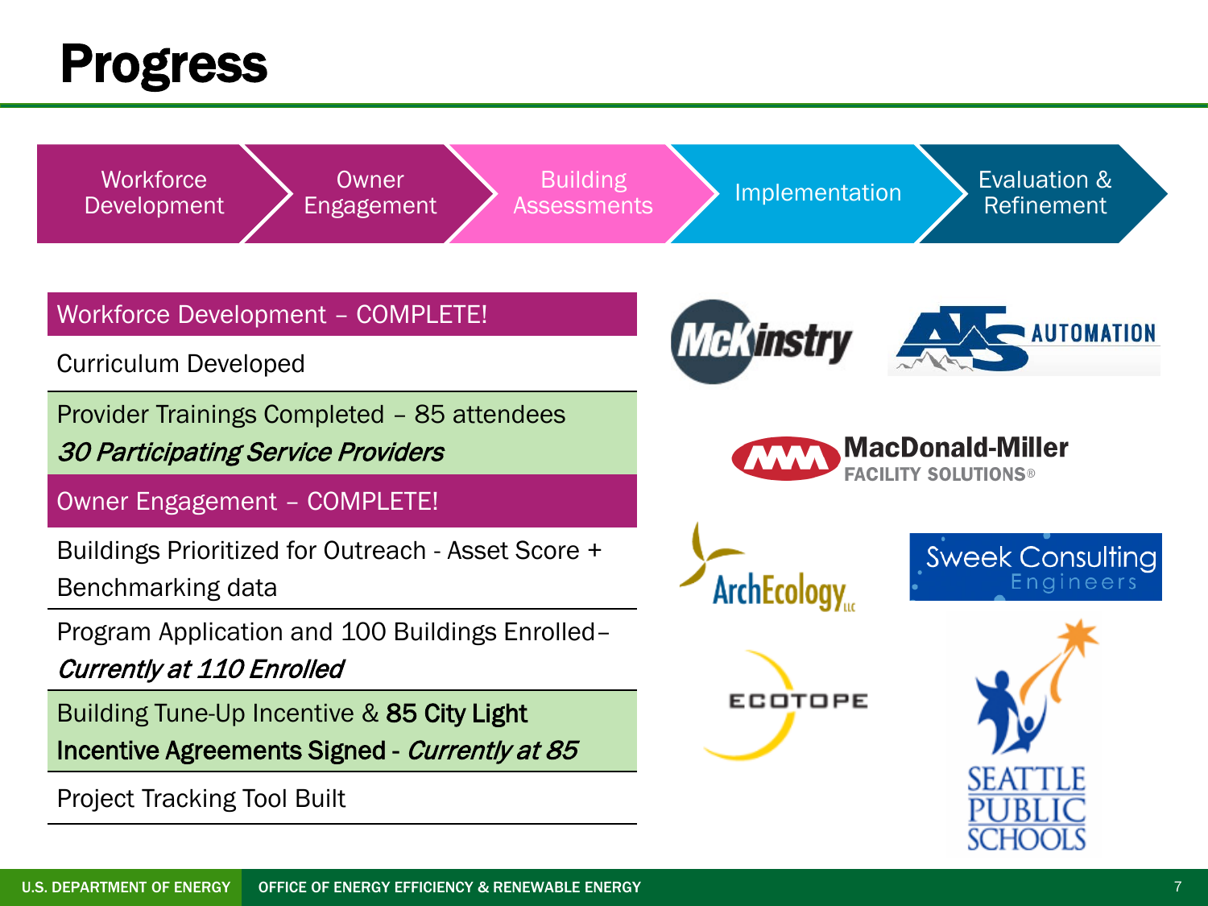# Progress

Workforce Development → Owner Engagement → Building Assessments → Implementation → Evaluation & Refinement

| Workforce Development – COMPLETE! |
|---|
| Curriculum Developed |
| Provider Trainings Completed – 85 attendees *30 Participating Service Providers* |
| **Owner Engagement – COMPLETE!** |
| Buildings Prioritized for Outreach - Asset Score + Benchmarking data |
| Program Application and 100 Buildings Enrolled– *Currently at 110 Enrolled* |
| Building Tune-Up Incentive & **85 City Light Incentive Agreements Signed** - ***Currently at 85*** |
| Project Tracking Tool Built |

McKinstry

ATS AUTOMATION

MacDonald-Miller FACILITY SOLUTIONS®

ArchEcology LLC

Sweek Consulting Engineers

ECOTOPE

SEATTLE PUBLIC SCHOOLS

U.S. DEPARTMENT OF ENERGY | OFFICE OF ENERGY EFFICIENCY & RENEWABLE ENERGY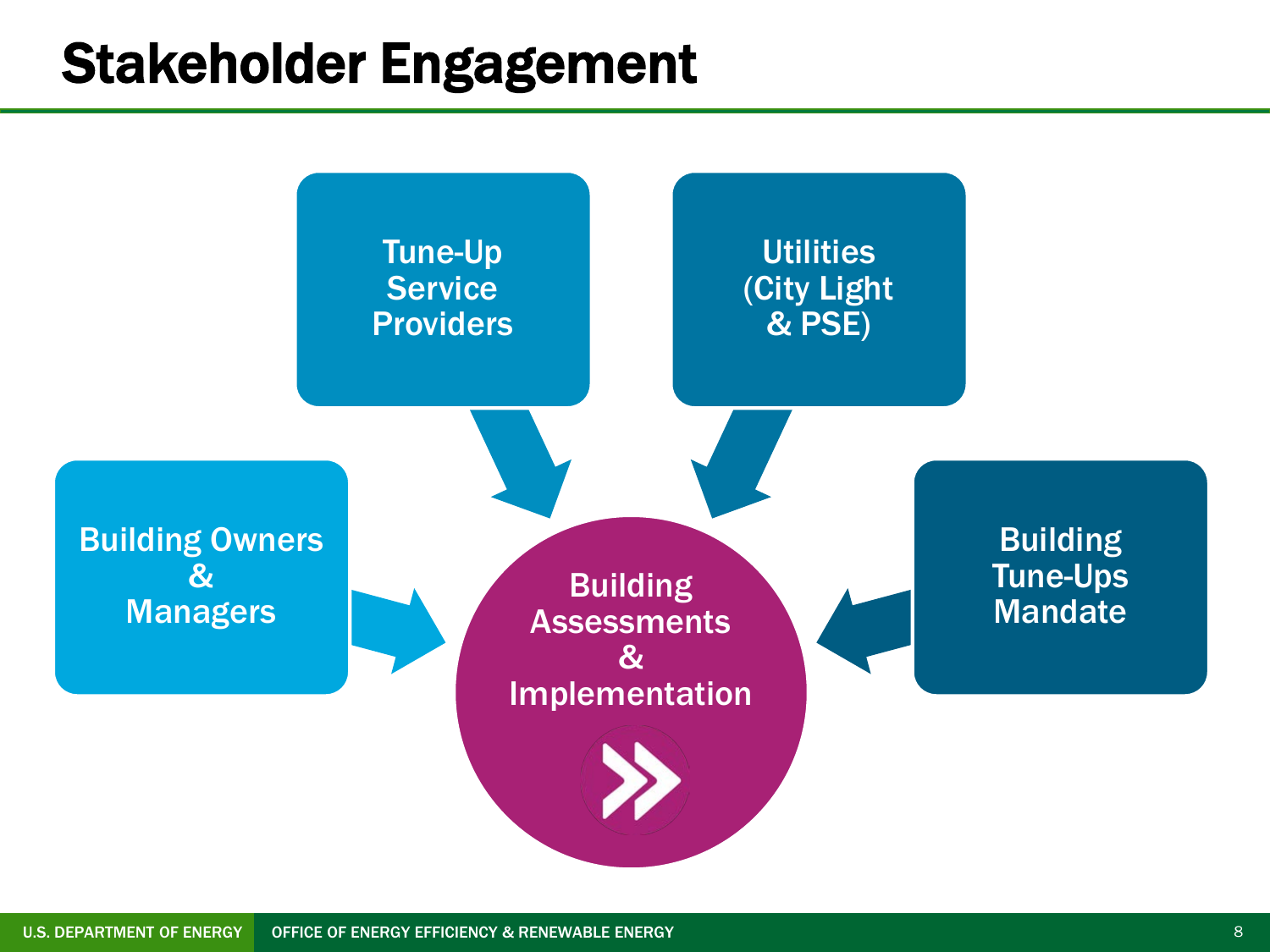# Stakeholder Engagement

- Tune-Up Service Providers
- Utilities (City Light & PSE)
- Building Owners & Managers
- Building Tune-Ups Mandate

**Building Assessments & Implementation**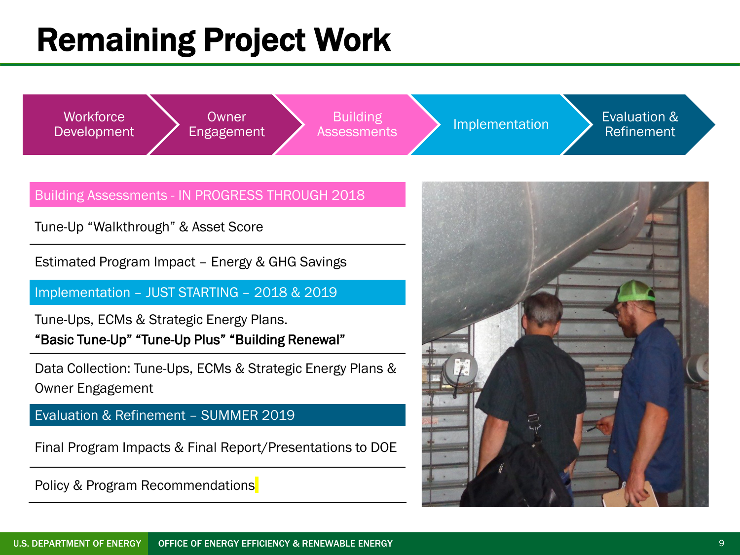# Remaining Project Work

Workforce Development → Owner Engagement → Building Assessments → Implementation → Evaluation & Refinement

**Building Assessments - IN PROGRESS THROUGH 2018**

Tune-Up “Walkthrough” & Asset Score

Estimated Program Impact – Energy & GHG Savings

**Implementation – JUST STARTING – 2018 & 2019**

Tune-Ups, ECMs & Strategic Energy Plans.
**“Basic Tune-Up” “Tune-Up Plus” “Building Renewal”**

Data Collection: Tune-Ups, ECMs & Strategic Energy Plans & Owner Engagement

**Evaluation & Refinement – SUMMER 2019**

Final Program Impacts & Final Report/Presentations to DOE

Policy & Program Recommendations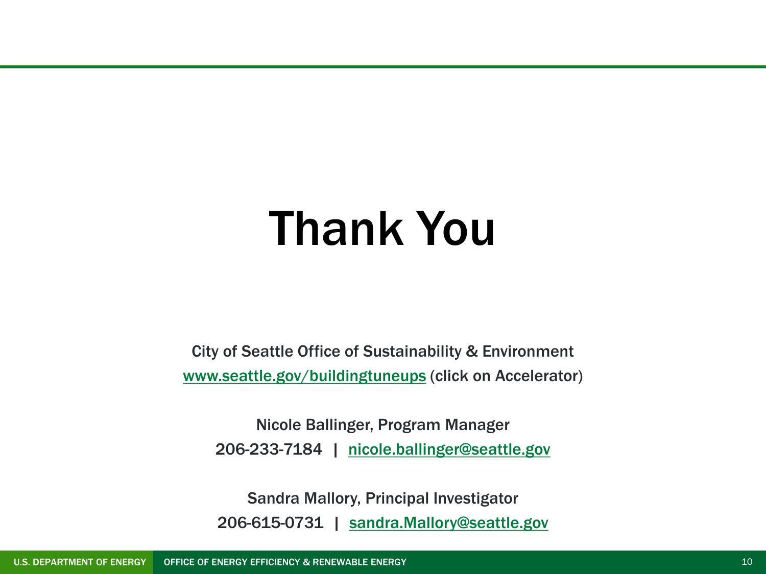# Thank You

City of Seattle Office of Sustainability & Environment
[www.seattle.gov/buildingtuneups](http://www.seattle.gov/buildingtuneups) (click on Accelerator)

Nicole Ballinger, Program Manager
206-233-7184 | [nicole.ballinger@seattle.gov](mailto:nicole.ballinger@seattle.gov)

Sandra Mallory, Principal Investigator
206-615-0731 | [sandra.Mallory@seattle.gov](mailto:sandra.Mallory@seattle.gov)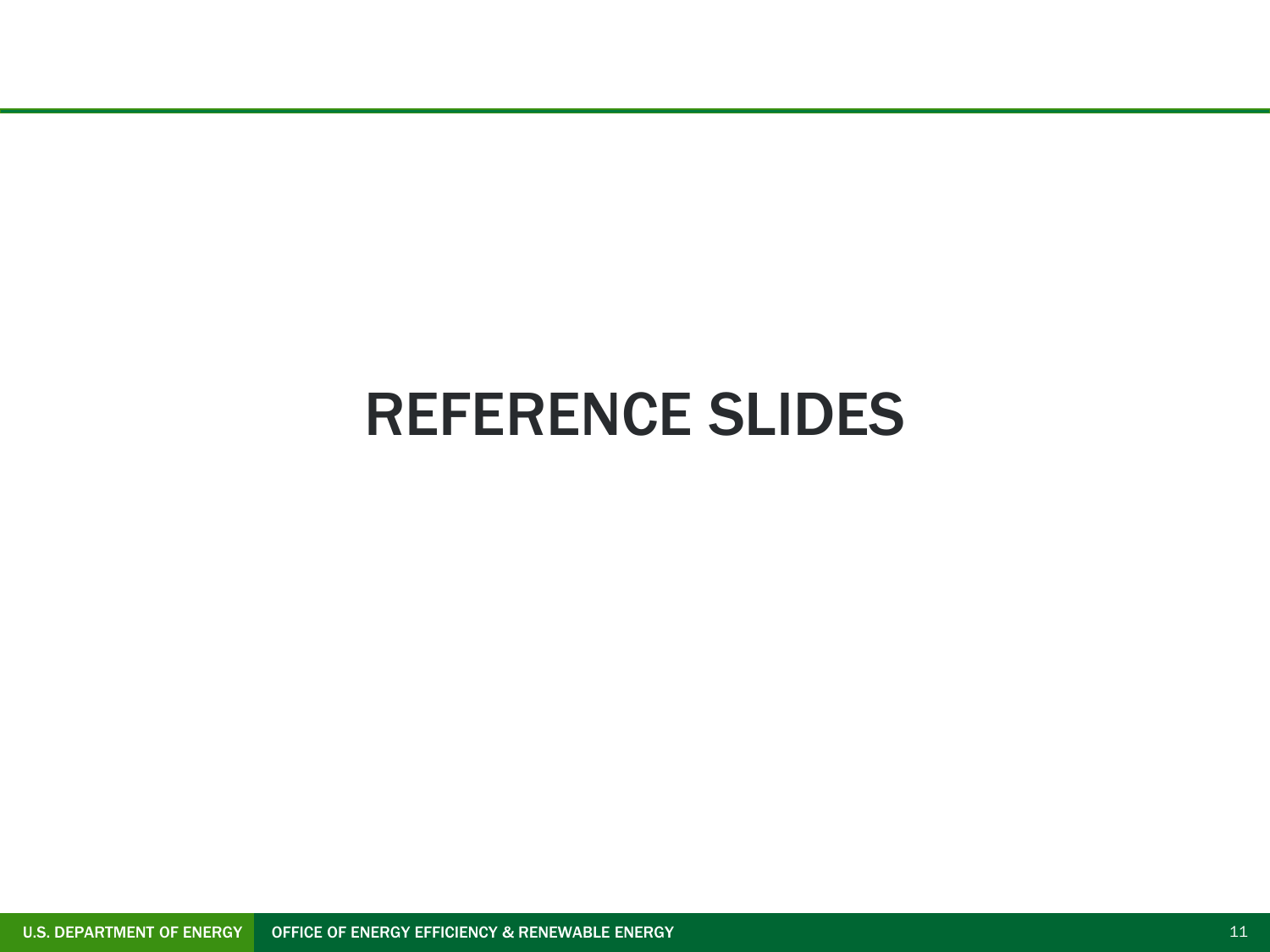# REFERENCE SLIDES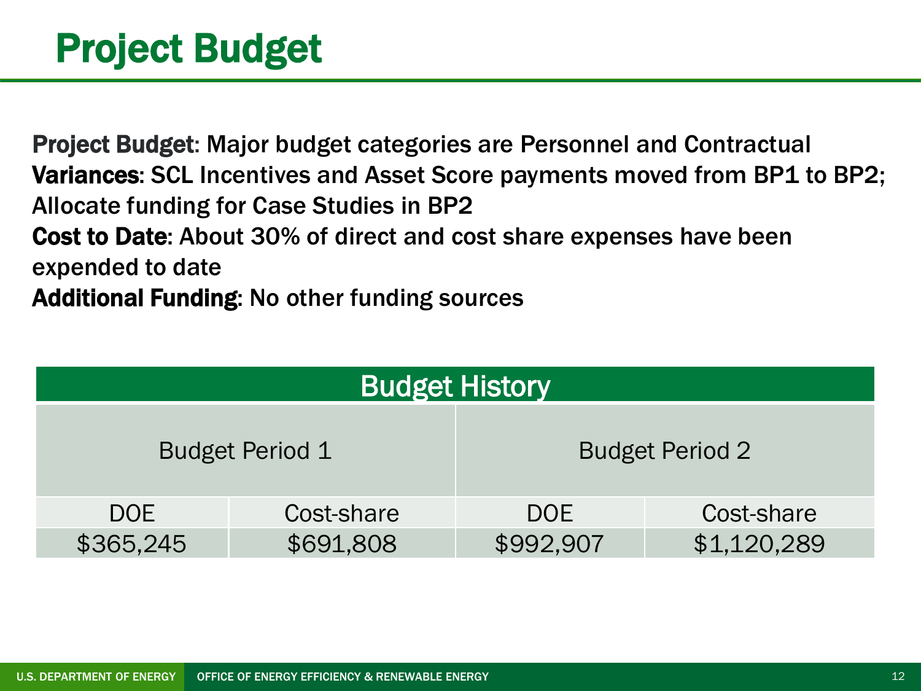# Project Budget

**Project Budget**: Major budget categories are Personnel and Contractual
**Variances**: SCL Incentives and Asset Score payments moved from BP1 to BP2; Allocate funding for Case Studies in BP2
**Cost to Date**: About 30% of direct and cost share expenses have been expended to date
**Additional Funding**: No other funding sources

| Budget History | | | |
|---|---|---|---|
| Budget Period 1 | | Budget Period 2 | |
| DOE | Cost-share | DOE | Cost-share |
| $365,245 | $691,808 | $992,907 | $1,120,289 |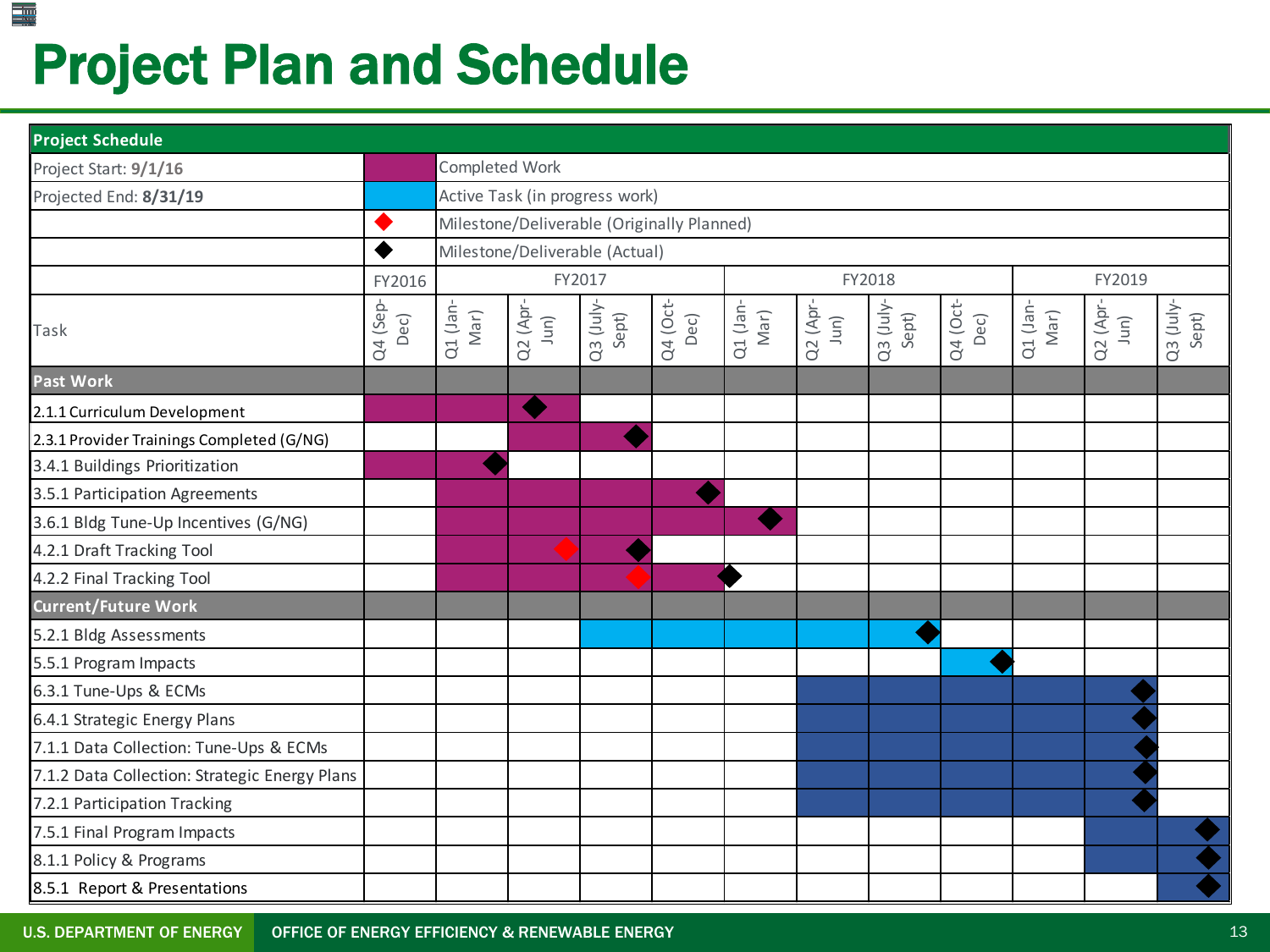# Project Plan and Schedule

**Project Schedule**

Project Start: **9/1/16**

Projected End: **8/31/19**

Completed Work

Active Task (in progress work)

Milestone/Deliverable (Originally Planned)

Milestone/Deliverable (Actual)

| | FY2016 | FY2017 | | | | FY2018 | | | | FY2019 | | |
|---|---|---|---|---|---|---|---|---|---|---|---|---|
| Task | Q4 (Sep-Dec) | Q1 (Jan-Mar) | Q2 (Apr-Jun) | Q3 (July-Sept) | Q4 (Oct-Dec) | Q1 (Jan-Mar) | Q2 (Apr-Jun) | Q3 (July-Sept) | Q4 (Oct-Dec) | Q1 (Jan-Mar) | Q2 (Apr-Jun) | Q3 (July-Sept) |
| **Past Work** | | | | | | | | | | | | |
| 2.1.1 Curriculum Development | | | | | | | | | | | | |
| 2.3.1 Provider Trainings Completed (G/NG) | | | | | | | | | | | | |
| 3.4.1 Buildings Prioritization | | | | | | | | | | | | |
| 3.5.1 Participation Agreements | | | | | | | | | | | | |
| 3.6.1 Bldg Tune-Up Incentives (G/NG) | | | | | | | | | | | | |
| 4.2.1 Draft Tracking Tool | | | | | | | | | | | | |
| 4.2.2 Final Tracking Tool | | | | | | | | | | | | |
| **Current/Future Work** | | | | | | | | | | | | |
| 5.2.1 Bldg Assessments | | | | | | | | | | | | |
| 5.5.1 Program Impacts | | | | | | | | | | | | |
| 6.3.1 Tune-Ups & ECMs | | | | | | | | | | | | |
| 6.4.1 Strategic Energy Plans | | | | | | | | | | | | |
| 7.1.1 Data Collection: Tune-Ups & ECMs | | | | | | | | | | | | |
| 7.1.2 Data Collection: Strategic Energy Plans | | | | | | | | | | | | |
| 7.2.1 Participation Tracking | | | | | | | | | | | | |
| 7.5.1 Final Program Impacts | | | | | | | | | | | | |
| 8.1.1 Policy & Programs | | | | | | | | | | | | |
| 8.5.1 Report & Presentations | | | | | | | | | | | | |